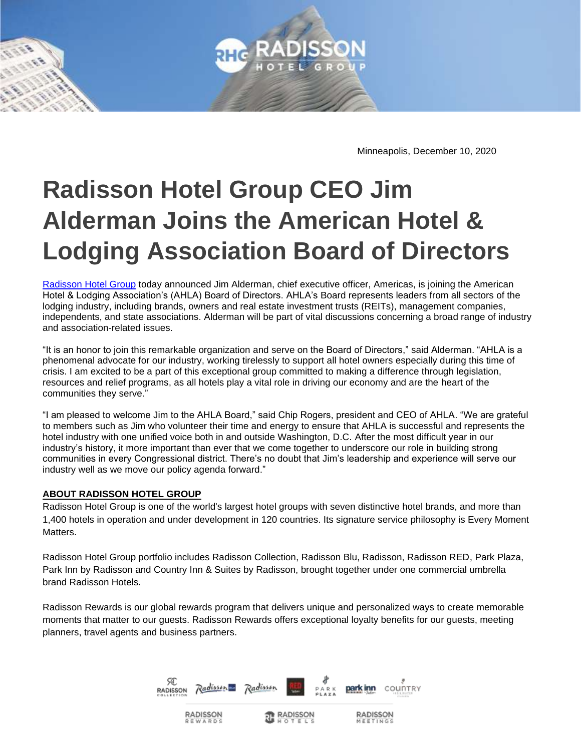Minneapolis, December 10, 2020

# Radisson Hotel Group CEO Jim Alderman Joins the American Hotel & Lodging Association Board of Directors

Radisson Hotel Group today announced Jim Alderman, chief executive officer, Americas, is joining the American Hotel & Lodging Association's (AHLA) Board of Directors. AHLA's Board represents leaders from all sectors of the lodging industry, including brands, owners and real estate investment trusts (REITs), management companies, independents, and state associations. Alderman will be part of vital discussions concerning a broad range of industry and association-related issues.

"It is an honor to join this remarkable organization and serve on the Board of Directors," said Alderman. "AHLA is a phenomenal advocate for our industry, working tirelessly to support all hotel owners especially during this time of crisis. I am excited to be a part of this exceptional group committed to making a difference through legislation, resources and relief programs, as all hotels play a vital role in driving our economy and are the heart of the communities they serve."

"I am pleased to welcome Jim to the AHLA Board," said Chip Rogers, president and CEO of AHLA. "We are grateful to members such as Jim who volunteer their time and energy to ensure that AHLA is successful and represents the hotel industry with one unified voice both in and outside Washington, D.C. After the most difficult year in our industry's history, it more important than ever that we come together to underscore our role in building strong communities in every Congressional district. There's no doubt that Jim's leadership and experience will serve our industry well as we move our policy agenda forward."

**ABOUT RADISSON HOTEL GROUP**

Radisson Hotel Group is one of the world's largest hotel groups with seven distinctive hotel brands, and more than 1,400 hotels in operation and under development in 120 countries. Its signature service philosophy is Every Moment Matters.

Radisson Hotel Group portfolio includes Radisson Collection, Radisson Blu, Radisson, Radisson RED, Park Plaza, Park Inn by Radisson and Country Inn & Suites by Radisson, brought together under one commercial umbrella brand Radisson Hotels.

Radisson Rewards is our global rewards program that delivers unique and personalized ways to create memorable moments that matter to our guests. Radisson Rewards offers exceptional loyalty benefits for our guests, meeting planners, travel agents and business partners.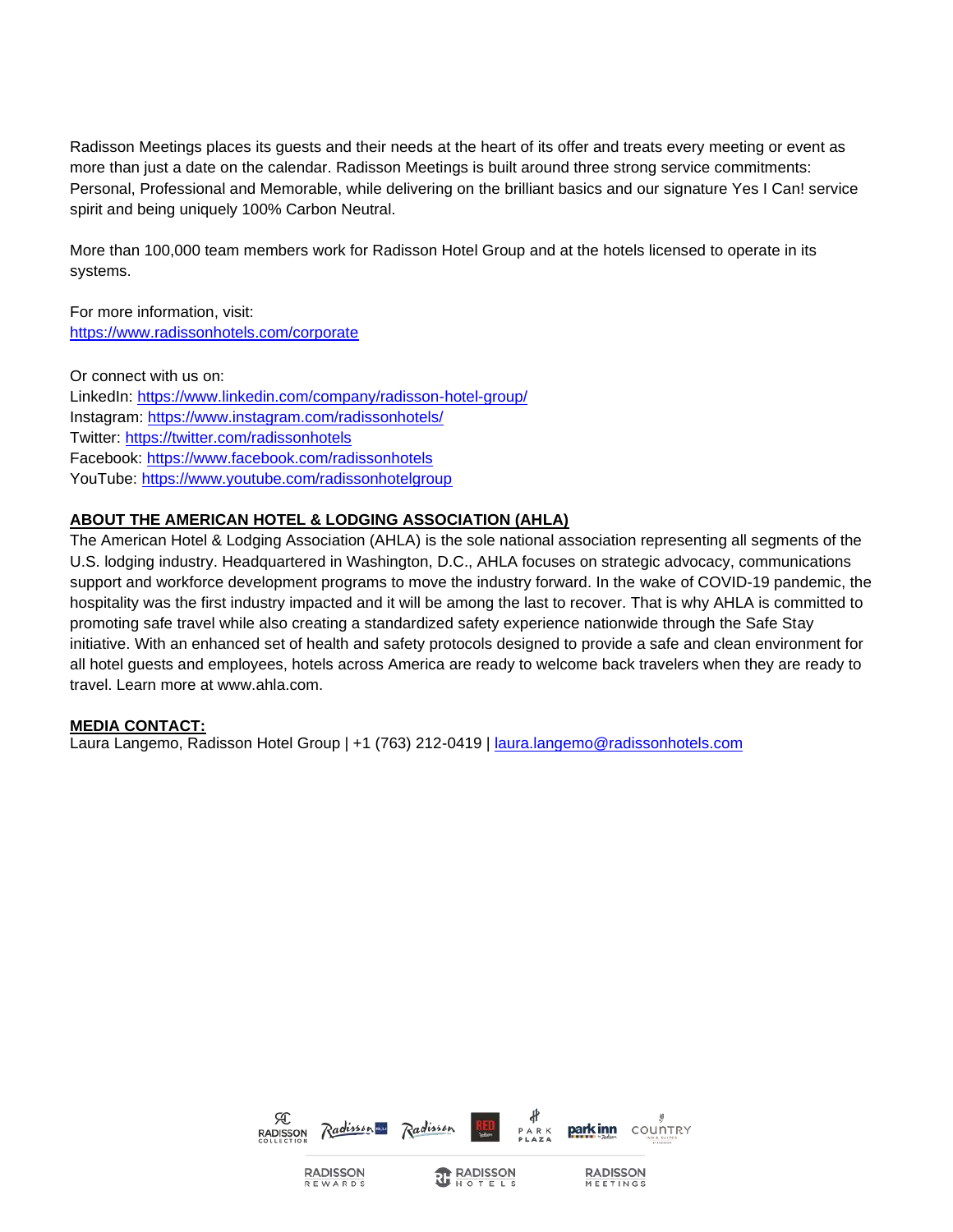Radisson Meetings places its guests and their needs at the heart of its offer and treats every meeting or event as more than just a date on the calendar. Radisson Meetings is built around three strong service commitments: Personal, Professional and Memorable, while delivering on the brilliant basics and our signature Yes I Can! service spirit and being uniquely 100% Carbon Neutral.

More than 100,000 team members work for Radisson Hotel Group and at the hotels licensed to operate in its systems.

For more information, visit:
https://www.radissonhotels.com/corporate

Or connect with us on:
LinkedIn: https://www.linkedin.com/company/radisson-hotel-group/
Instagram: https://www.instagram.com/radissonhotels/
Twitter: https://twitter.com/radissonhotels
Facebook: https://www.facebook.com/radissonhotels
YouTube: https://www.youtube.com/radissonhotelgroup

**ABOUT THE AMERICAN HOTEL & LODGING ASSOCIATION (AHLA)**

The American Hotel & Lodging Association (AHLA) is the sole national association representing all segments of the U.S. lodging industry. Headquartered in Washington, D.C., AHLA focuses on strategic advocacy, communications support and workforce development programs to move the industry forward. In the wake of COVID-19 pandemic, the hospitality was the first industry impacted and it will be among the last to recover. That is why AHLA is committed to promoting safe travel while also creating a standardized safety experience nationwide through the Safe Stay initiative. With an enhanced set of health and safety protocols designed to provide a safe and clean environment for all hotel guests and employees, hotels across America are ready to welcome back travelers when they are ready to travel. Learn more at www.ahla.com.

**MEDIA CONTACT:**

Laura Langemo, Radisson Hotel Group | +1 (763) 212-0419 | laura.langemo@radissonhotels.com